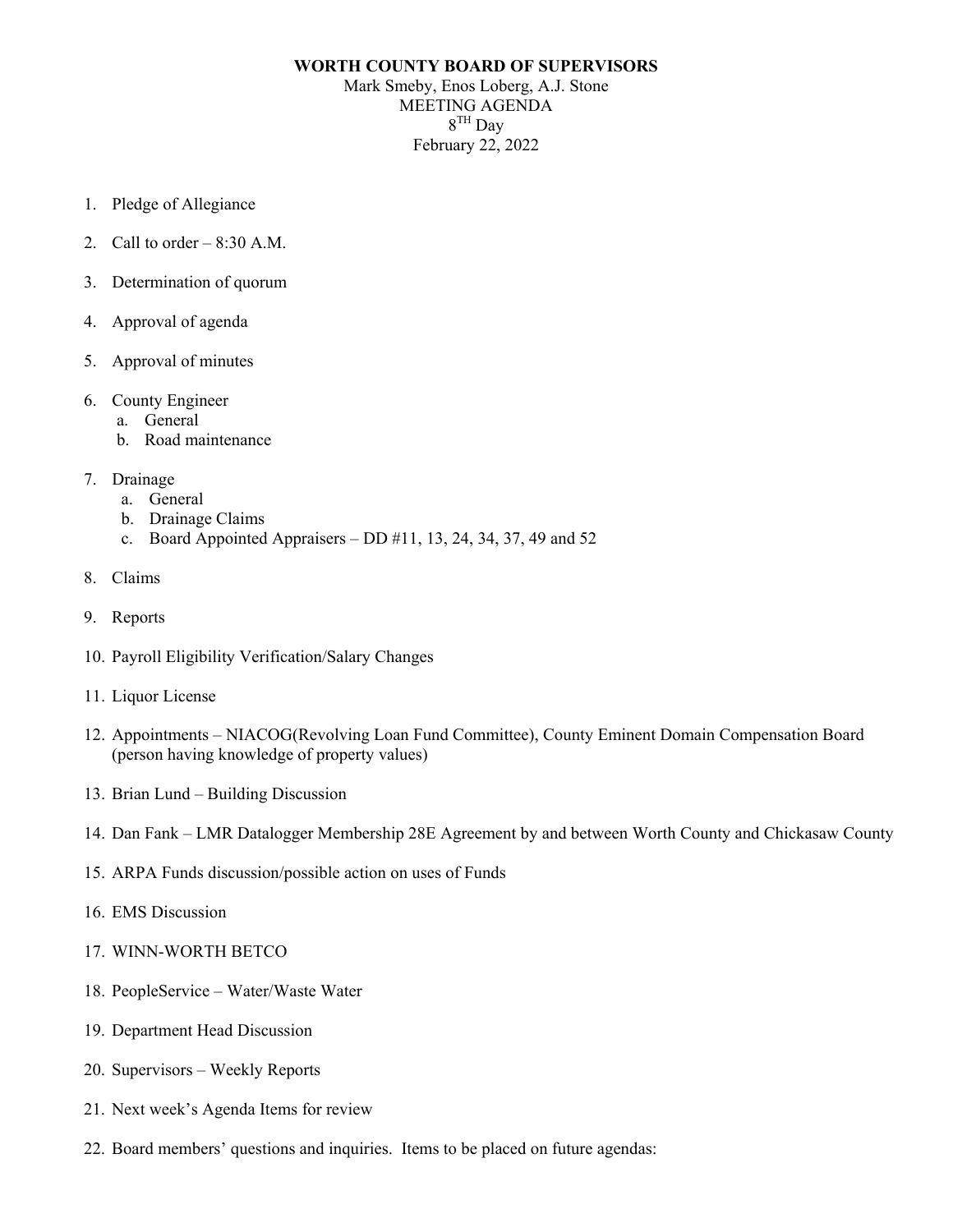**WORTH COUNTY BOARD OF SUPERVISORS**

Mark Smeby, Enos Loberg, A.J. Stone

MEETING AGENDA

8TH Day

February 22, 2022

1. Pledge of Allegiance
2. Call to order – 8:30 A.M.
3. Determination of quorum
4. Approval of agenda
5. Approval of minutes
6. County Engineer
   a. General
   b. Road maintenance
7. Drainage
   a. General
   b. Drainage Claims
   c. Board Appointed Appraisers – DD #11, 13, 24, 34, 37, 49 and 52
8. Claims
9. Reports
10. Payroll Eligibility Verification/Salary Changes
11. Liquor License
12. Appointments – NIACOG(Revolving Loan Fund Committee), County Eminent Domain Compensation Board (person having knowledge of property values)
13. Brian Lund – Building Discussion
14. Dan Fank – LMR Datalogger Membership 28E Agreement by and between Worth County and Chickasaw County
15. ARPA Funds discussion/possible action on uses of Funds
16. EMS Discussion
17. WINN-WORTH BETCO
18. PeopleService – Water/Waste Water
19. Department Head Discussion
20. Supervisors – Weekly Reports
21. Next week's Agenda Items for review
22. Board members' questions and inquiries. Items to be placed on future agendas: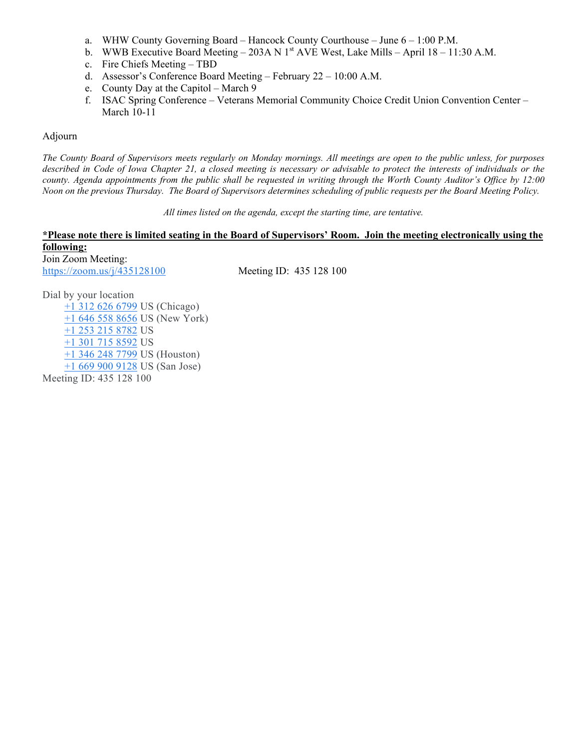a. WHW County Governing Board – Hancock County Courthouse – June 6 – 1:00 P.M.
b. WWB Executive Board Meeting – 203A N 1st AVE West, Lake Mills – April 18 – 11:30 A.M.
c. Fire Chiefs Meeting – TBD
d. Assessor's Conference Board Meeting – February 22 – 10:00 A.M.
e. County Day at the Capitol – March 9
f. ISAC Spring Conference – Veterans Memorial Community Choice Credit Union Convention Center – March 10-11

Adjourn

*The County Board of Supervisors meets regularly on Monday mornings. All meetings are open to the public unless, for purposes described in Code of Iowa Chapter 21, a closed meeting is necessary or advisable to protect the interests of individuals or the county. Agenda appointments from the public shall be requested in writing through the Worth County Auditor's Office by 12:00 Noon on the previous Thursday. The Board of Supervisors determines scheduling of public requests per the Board Meeting Policy.*

*All times listed on the agenda, except the starting time, are tentative.*

**\*Please note there is limited seating in the Board of Supervisors' Room. Join the meeting electronically using the following:**

Join Zoom Meeting:
https://zoom.us/j/435128100 Meeting ID: 435 128 100

Dial by your location
- +1 312 626 6799 US (Chicago)
- +1 646 558 8656 US (New York)
- +1 253 215 8782 US
- +1 301 715 8592 US
- +1 346 248 7799 US (Houston)
- +1 669 900 9128 US (San Jose)

Meeting ID: 435 128 100